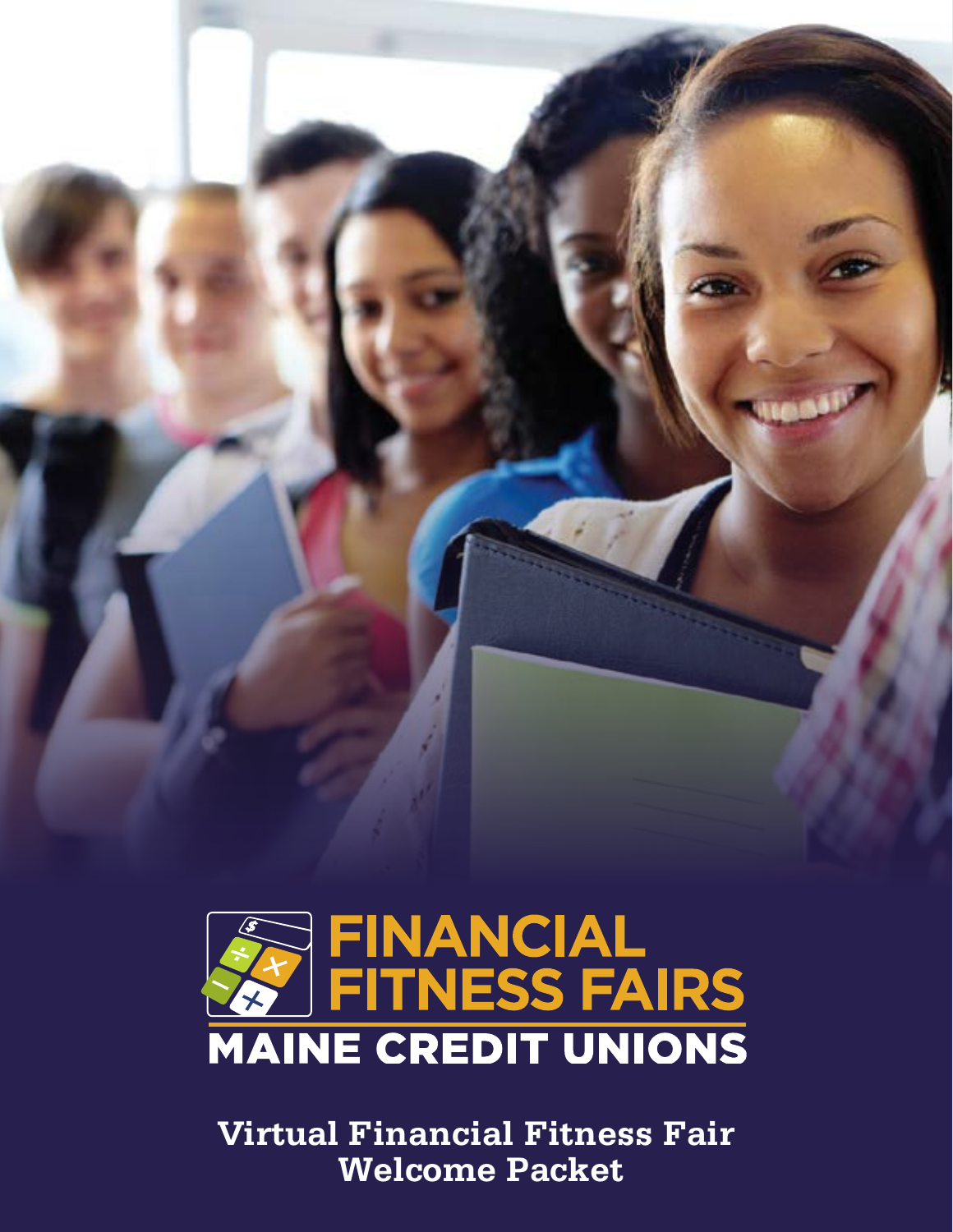# FINANCIAL FITNESS FAIRS

## MAINE CREDIT UNIONS

**Virtual Financial Fitness Fair Welcome Packet**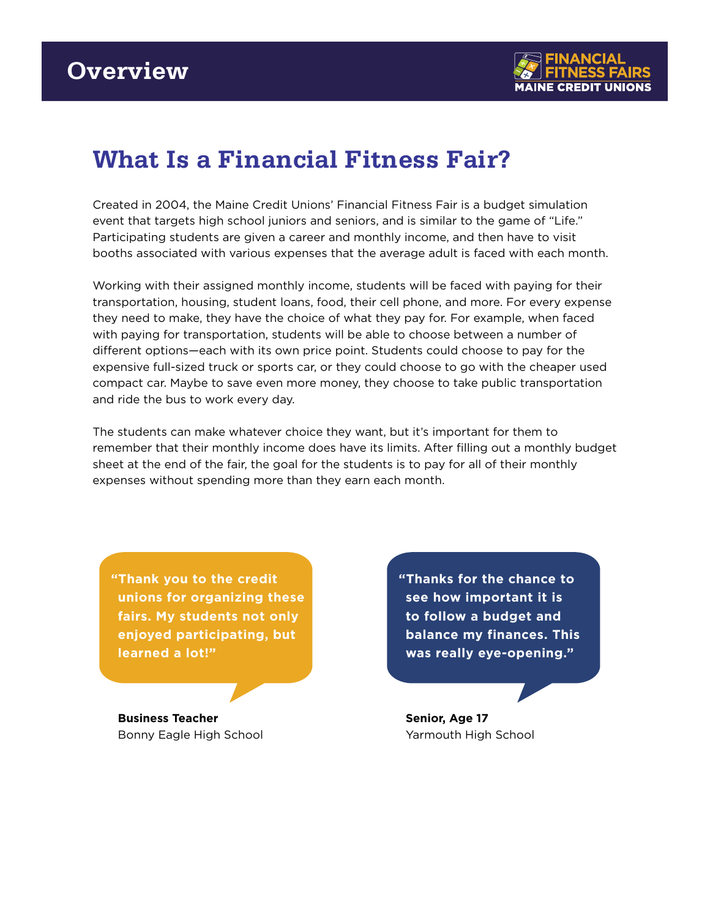# Overview

## What Is a Financial Fitness Fair?

Created in 2004, the Maine Credit Unions' Financial Fitness Fair is a budget simulation event that targets high school juniors and seniors, and is similar to the game of "Life." Participating students are given a career and monthly income, and then have to visit booths associated with various expenses that the average adult is faced with each month.

Working with their assigned monthly income, students will be faced with paying for their transportation, housing, student loans, food, their cell phone, and more. For every expense they need to make, they have the choice of what they pay for. For example, when faced with paying for transportation, students will be able to choose between a number of different options—each with its own price point. Students could choose to pay for the expensive full-sized truck or sports car, or they could choose to go with the cheaper used compact car. Maybe to save even more money, they choose to take public transportation and ride the bus to work every day.

The students can make whatever choice they want, but it's important for them to remember that their monthly income does have its limits. After filling out a monthly budget sheet at the end of the fair, the goal for the students is to pay for all of their monthly expenses without spending more than they earn each month.

**"Thank you to the credit unions for organizing these fairs. My students not only enjoyed participating, but learned a lot!"**

**Business Teacher**
Bonny Eagle High School

**"Thanks for the chance to see how important it is to follow a budget and balance my finances. This was really eye-opening."**

**Senior, Age 17**
Yarmouth High School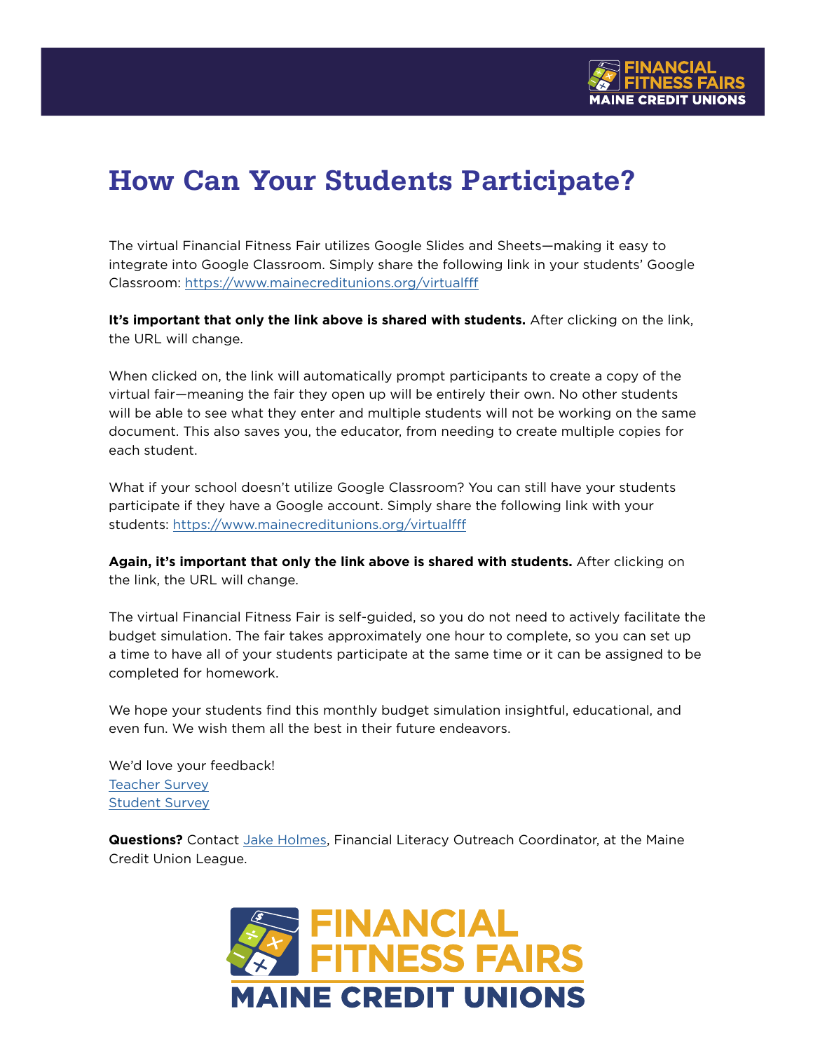# How Can Your Students Participate?

The virtual Financial Fitness Fair utilizes Google Slides and Sheets—making it easy to integrate into Google Classroom. Simply share the following link in your students' Google Classroom: https://www.mainecreditunions.org/virtualfff

**It's important that only the link above is shared with students.** After clicking on the link, the URL will change.

When clicked on, the link will automatically prompt participants to create a copy of the virtual fair—meaning the fair they open up will be entirely their own. No other students will be able to see what they enter and multiple students will not be working on the same document. This also saves you, the educator, from needing to create multiple copies for each student.

What if your school doesn't utilize Google Classroom? You can still have your students participate if they have a Google account. Simply share the following link with your students: https://www.mainecreditunions.org/virtualfff

**Again, it's important that only the link above is shared with students.** After clicking on the link, the URL will change.

The virtual Financial Fitness Fair is self-guided, so you do not need to actively facilitate the budget simulation. The fair takes approximately one hour to complete, so you can set up a time to have all of your students participate at the same time or it can be assigned to be completed for homework.

We hope your students find this monthly budget simulation insightful, educational, and even fun. We wish them all the best in their future endeavors.

We'd love your feedback!
Teacher Survey
Student Survey

**Questions?** Contact Jake Holmes, Financial Literacy Outreach Coordinator, at the Maine Credit Union League.

FINANCIAL FITNESS FAIRS
MAINE CREDIT UNIONS